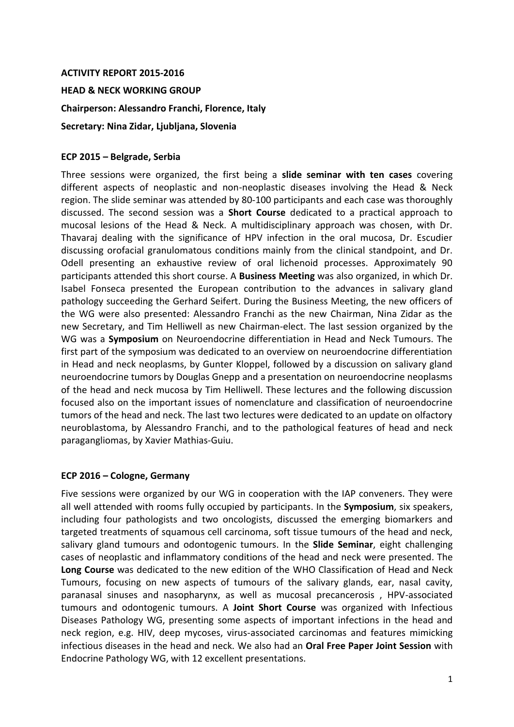**ACTIVITY REPORT 2015-2016**

**HEAD & NECK WORKING GROUP**

**Chairperson: Alessandro Franchi, Florence, Italy**

**Secretary: Nina Zidar, Ljubljana, Slovenia**

## ECP 2015 – Belgrade, Serbia

Three sessions were organized, the first being a **slide seminar with ten cases** covering different aspects of neoplastic and non-neoplastic diseases involving the Head & Neck region. The slide seminar was attended by 80-100 participants and each case was thoroughly discussed. The second session was a **Short Course** dedicated to a practical approach to mucosal lesions of the Head & Neck. A multidisciplinary approach was chosen, with Dr. Thavaraj dealing with the significance of HPV infection in the oral mucosa, Dr. Escudier discussing orofacial granulomatous conditions mainly from the clinical standpoint, and Dr. Odell presenting an exhaustive review of oral lichenoid processes. Approximately 90 participants attended this short course. A **Business Meeting** was also organized, in which Dr. Isabel Fonseca presented the European contribution to the advances in salivary gland pathology succeeding the Gerhard Seifert. During the Business Meeting, the new officers of the WG were also presented: Alessandro Franchi as the new Chairman, Nina Zidar as the new Secretary, and Tim Helliwell as new Chairman-elect. The last session organized by the WG was a **Symposium** on Neuroendocrine differentiation in Head and Neck Tumours. The first part of the symposium was dedicated to an overview on neuroendocrine differentiation in Head and neck neoplasms, by Gunter Kloppel, followed by a discussion on salivary gland neuroendocrine tumors by Douglas Gnepp and a presentation on neuroendocrine neoplasms of the head and neck mucosa by Tim Helliwell. These lectures and the following discussion focused also on the important issues of nomenclature and classification of neuroendocrine tumors of the head and neck. The last two lectures were dedicated to an update on olfactory neuroblastoma, by Alessandro Franchi, and to the pathological features of head and neck paragangliomas, by Xavier Mathias-Guiu.

## ECP 2016 – Cologne, Germany

Five sessions were organized by our WG in cooperation with the IAP conveners. They were all well attended with rooms fully occupied by participants. In the **Symposium**, six speakers, including four pathologists and two oncologists, discussed the emerging biomarkers and targeted treatments of squamous cell carcinoma, soft tissue tumours of the head and neck, salivary gland tumours and odontogenic tumours. In the **Slide Seminar**, eight challenging cases of neoplastic and inflammatory conditions of the head and neck were presented. The **Long Course** was dedicated to the new edition of the WHO Classification of Head and Neck Tumours, focusing on new aspects of tumours of the salivary glands, ear, nasal cavity, paranasal sinuses and nasopharynx, as well as mucosal precancerosis , HPV-associated tumours and odontogenic tumours. A **Joint Short Course** was organized with Infectious Diseases Pathology WG, presenting some aspects of important infections in the head and neck region, e.g. HIV, deep mycoses, virus-associated carcinomas and features mimicking infectious diseases in the head and neck. We also had an **Oral Free Paper Joint Session** with Endocrine Pathology WG, with 12 excellent presentations.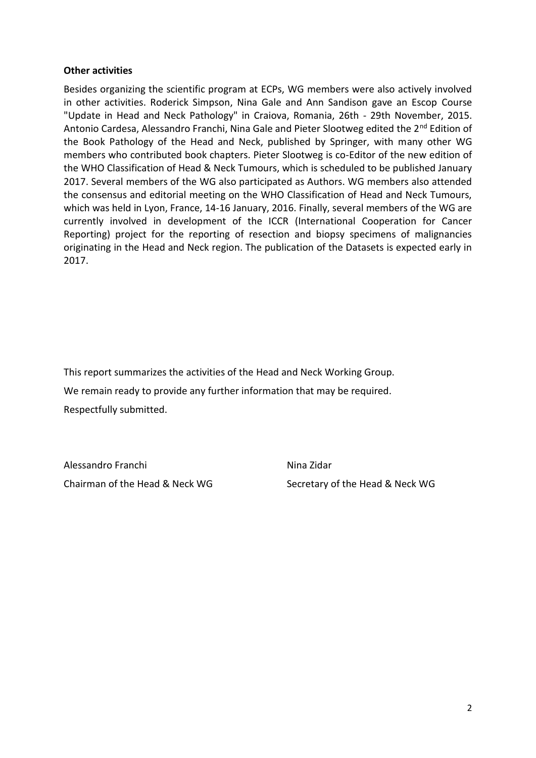**Other activities**

Besides organizing the scientific program at ECPs, WG members were also actively involved in other activities. Roderick Simpson, Nina Gale and Ann Sandison gave an Escop Course "Update in Head and Neck Pathology" in Craiova, Romania, 26th - 29th November, 2015. Antonio Cardesa, Alessandro Franchi, Nina Gale and Pieter Slootweg edited the 2nd Edition of the Book Pathology of the Head and Neck, published by Springer, with many other WG members who contributed book chapters. Pieter Slootweg is co-Editor of the new edition of the WHO Classification of Head & Neck Tumours, which is scheduled to be published January 2017. Several members of the WG also participated as Authors. WG members also attended the consensus and editorial meeting on the WHO Classification of Head and Neck Tumours, which was held in Lyon, France, 14-16 January, 2016. Finally, several members of the WG are currently involved in development of the ICCR (International Cooperation for Cancer Reporting) project for the reporting of resection and biopsy specimens of malignancies originating in the Head and Neck region. The publication of the Datasets is expected early in 2017.

This report summarizes the activities of the Head and Neck Working Group.

We remain ready to provide any further information that may be required.

Respectfully submitted.

Alessandro Franchi
Chairman of the Head & Neck WG

Nina Zidar
Secretary of the Head & Neck WG